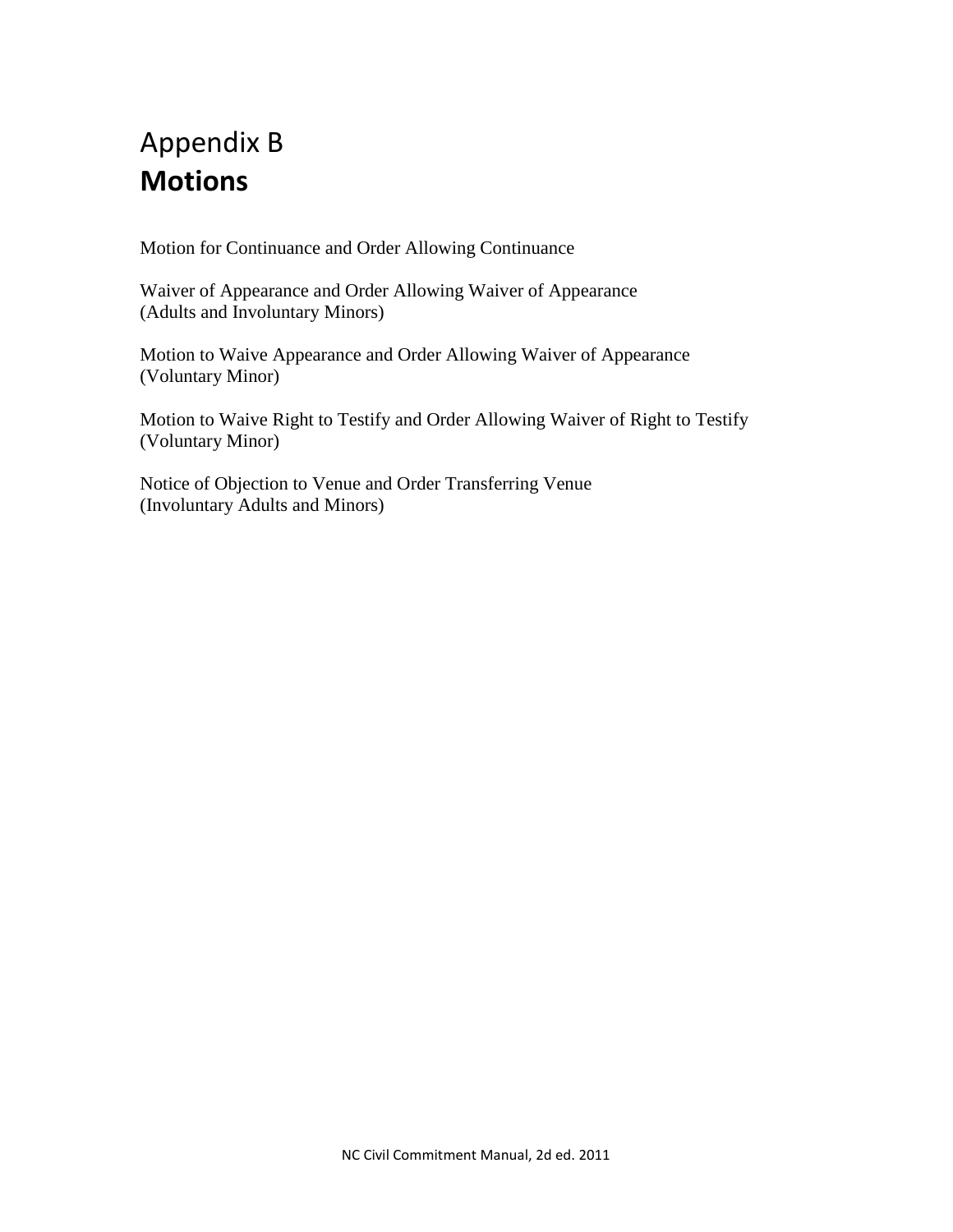# Appendix B
# **Motions**

Motion for Continuance and Order Allowing Continuance

Waiver of Appearance and Order Allowing Waiver of Appearance
(Adults and Involuntary Minors)

Motion to Waive Appearance and Order Allowing Waiver of Appearance
(Voluntary Minor)

Motion to Waive Right to Testify and Order Allowing Waiver of Right to Testify
(Voluntary Minor)

Notice of Objection to Venue and Order Transferring Venue
(Involuntary Adults and Minors)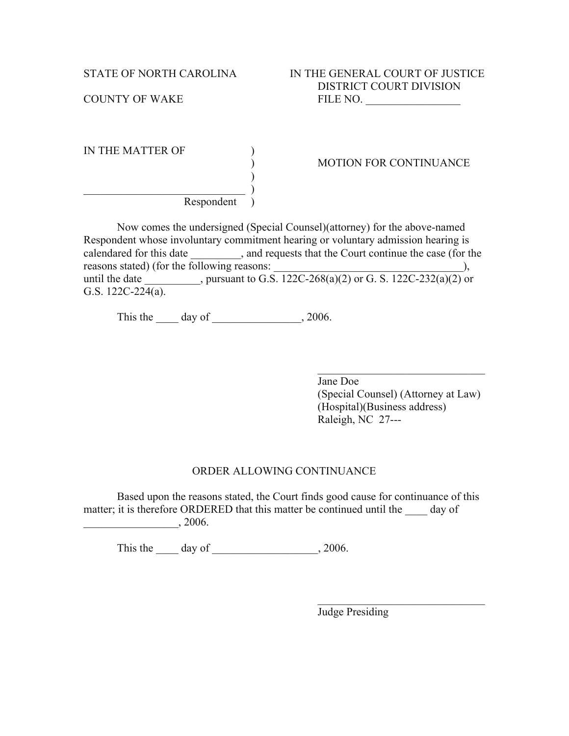STATE OF NORTH CAROLINA IN THE GENERAL COURT OF JUSTICE
DISTRICT COURT DIVISION
COUNTY OF WAKE FILE NO. _________________

IN THE MATTER OF )
) MOTION FOR CONTINUANCE
)
_____________________________ )
Respondent )

Now comes the undersigned (Special Counsel)(attorney) for the above-named Respondent whose involuntary commitment hearing or voluntary admission hearing is calendared for this date _________, and requests that the Court continue the case (for the reasons stated) (for the following reasons: ___________________________________), until the date __________, pursuant to G.S. 122C-268(a)(2) or G. S. 122C-232(a)(2) or G.S. 122C-224(a).

This the ____ day of ________________, 2006.

_______________________________
Jane Doe
(Special Counsel) (Attorney at Law)
(Hospital)(Business address)
Raleigh, NC 27---

## ORDER ALLOWING CONTINUANCE

Based upon the reasons stated, the Court finds good cause for continuance of this matter; it is therefore ORDERED that this matter be continued until the ____ day of _________________, 2006.

This the ____ day of ___________________, 2006.

_______________________________
Judge Presiding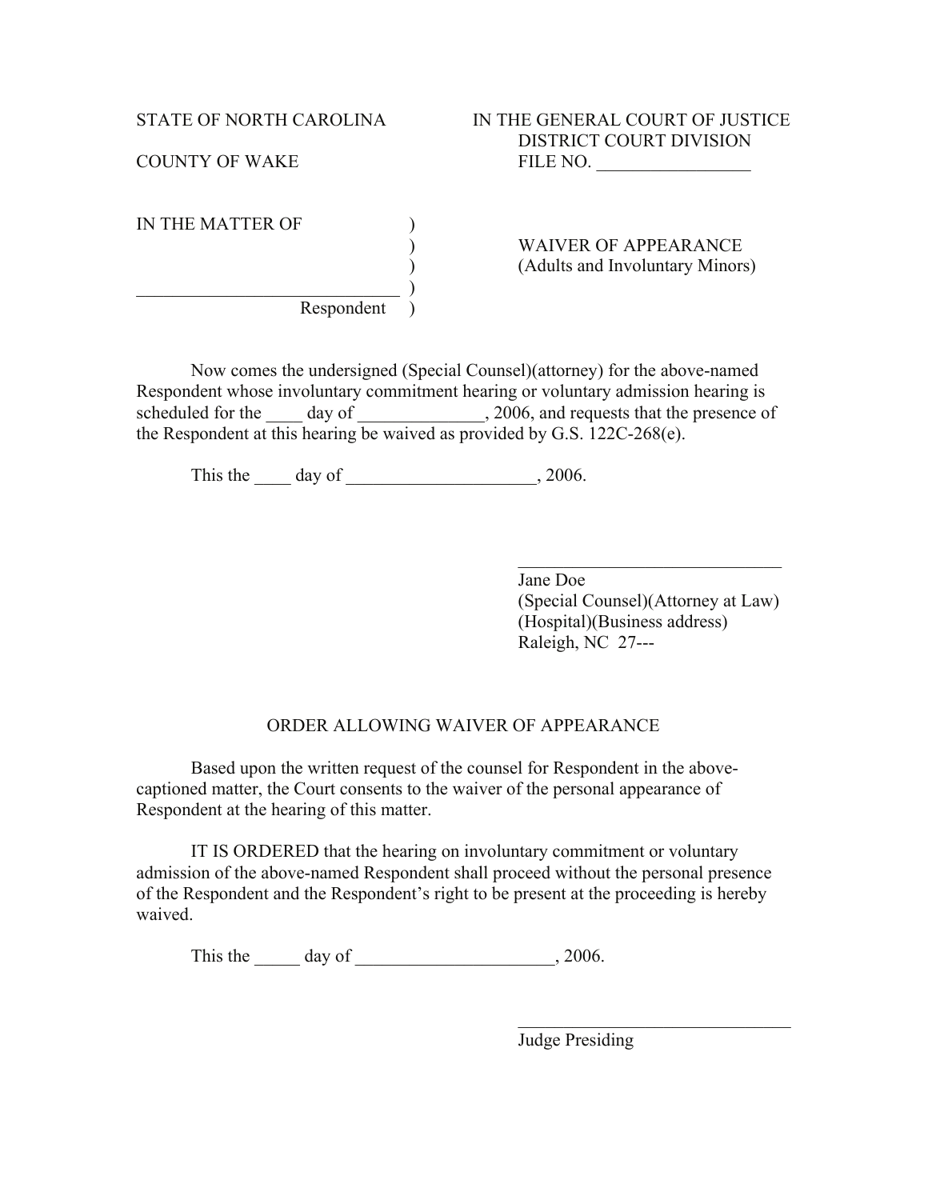STATE OF NORTH CAROLINA

COUNTY OF WAKE

IN THE GENERAL COURT OF JUSTICE
DISTRICT COURT DIVISION
FILE NO. _________________

IN THE MATTER OF )
)
)
_____________________________ )
Respondent )

WAIVER OF APPEARANCE
(Adults and Involuntary Minors)

Now comes the undersigned (Special Counsel)(attorney) for the above-named Respondent whose involuntary commitment hearing or voluntary admission hearing is scheduled for the ____ day of ______________, 2006, and requests that the presence of the Respondent at this hearing be waived as provided by G.S. 122C-268(e).

This the ____ day of _____________________, 2006.

______________________________
Jane Doe
(Special Counsel)(Attorney at Law)
(Hospital)(Business address)
Raleigh, NC 27---

## ORDER ALLOWING WAIVER OF APPEARANCE

Based upon the written request of the counsel for Respondent in the above-captioned matter, the Court consents to the waiver of the personal appearance of Respondent at the hearing of this matter.

IT IS ORDERED that the hearing on involuntary commitment or voluntary admission of the above-named Respondent shall proceed without the personal presence of the Respondent and the Respondent's right to be present at the proceeding is hereby waived.

This the _____ day of ______________________, 2006.

________________________________
Judge Presiding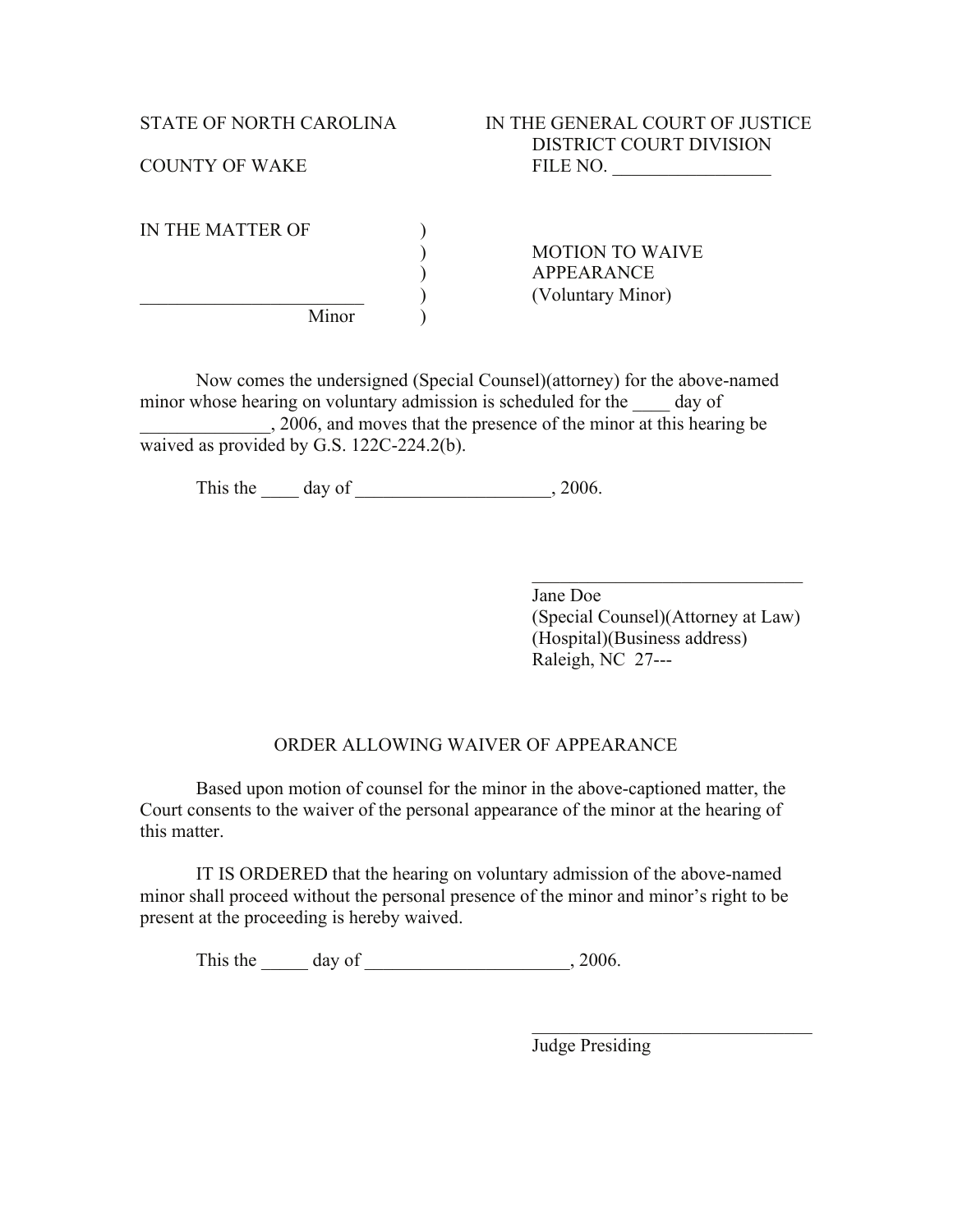STATE OF NORTH CAROLINA

COUNTY OF WAKE

IN THE GENERAL COURT OF JUSTICE
DISTRICT COURT DIVISION
FILE NO. _________________

IN THE MATTER OF

________________________
Minor

MOTION TO WAIVE APPEARANCE
(Voluntary Minor)

Now comes the undersigned (Special Counsel)(attorney) for the above-named minor whose hearing on voluntary admission is scheduled for the ____ day of ______________, 2006, and moves that the presence of the minor at this hearing be waived as provided by G.S. 122C-224.2(b).

This the ____ day of _____________________, 2006.

______________________________
Jane Doe
(Special Counsel)(Attorney at Law)
(Hospital)(Business address)
Raleigh, NC 27---

## ORDER ALLOWING WAIVER OF APPEARANCE

Based upon motion of counsel for the minor in the above-captioned matter, the Court consents to the waiver of the personal appearance of the minor at the hearing of this matter.

IT IS ORDERED that the hearing on voluntary admission of the above-named minor shall proceed without the personal presence of the minor and minor's right to be present at the proceeding is hereby waived.

This the _____ day of ______________________, 2006.

________________________________
Judge Presiding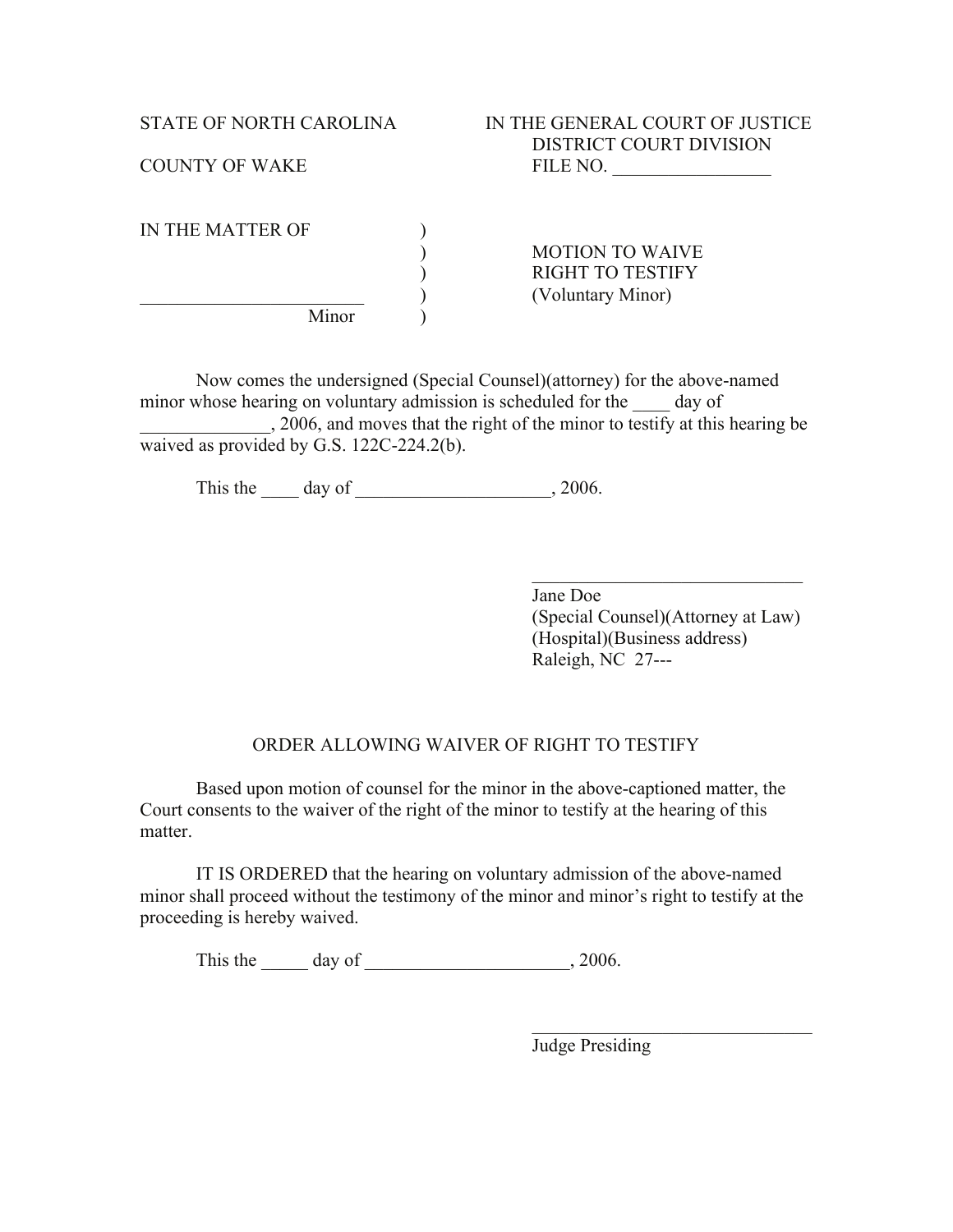STATE OF NORTH CAROLINA

COUNTY OF WAKE

IN THE GENERAL COURT OF JUSTICE
DISTRICT COURT DIVISION
FILE NO. _________________

IN THE MATTER OF

________________________
Minor

MOTION TO WAIVE
RIGHT TO TESTIFY
(Voluntary Minor)

Now comes the undersigned (Special Counsel)(attorney) for the above-named minor whose hearing on voluntary admission is scheduled for the ____ day of ______________, 2006, and moves that the right of the minor to testify at this hearing be waived as provided by G.S. 122C-224.2(b).

This the ____ day of _____________________, 2006.

______________________________
Jane Doe
(Special Counsel)(Attorney at Law)
(Hospital)(Business address)
Raleigh, NC 27---

## ORDER ALLOWING WAIVER OF RIGHT TO TESTIFY

Based upon motion of counsel for the minor in the above-captioned matter, the Court consents to the waiver of the right of the minor to testify at the hearing of this matter.

IT IS ORDERED that the hearing on voluntary admission of the above-named minor shall proceed without the testimony of the minor and minor's right to testify at the proceeding is hereby waived.

This the _____ day of ______________________, 2006.

________________________________
Judge Presiding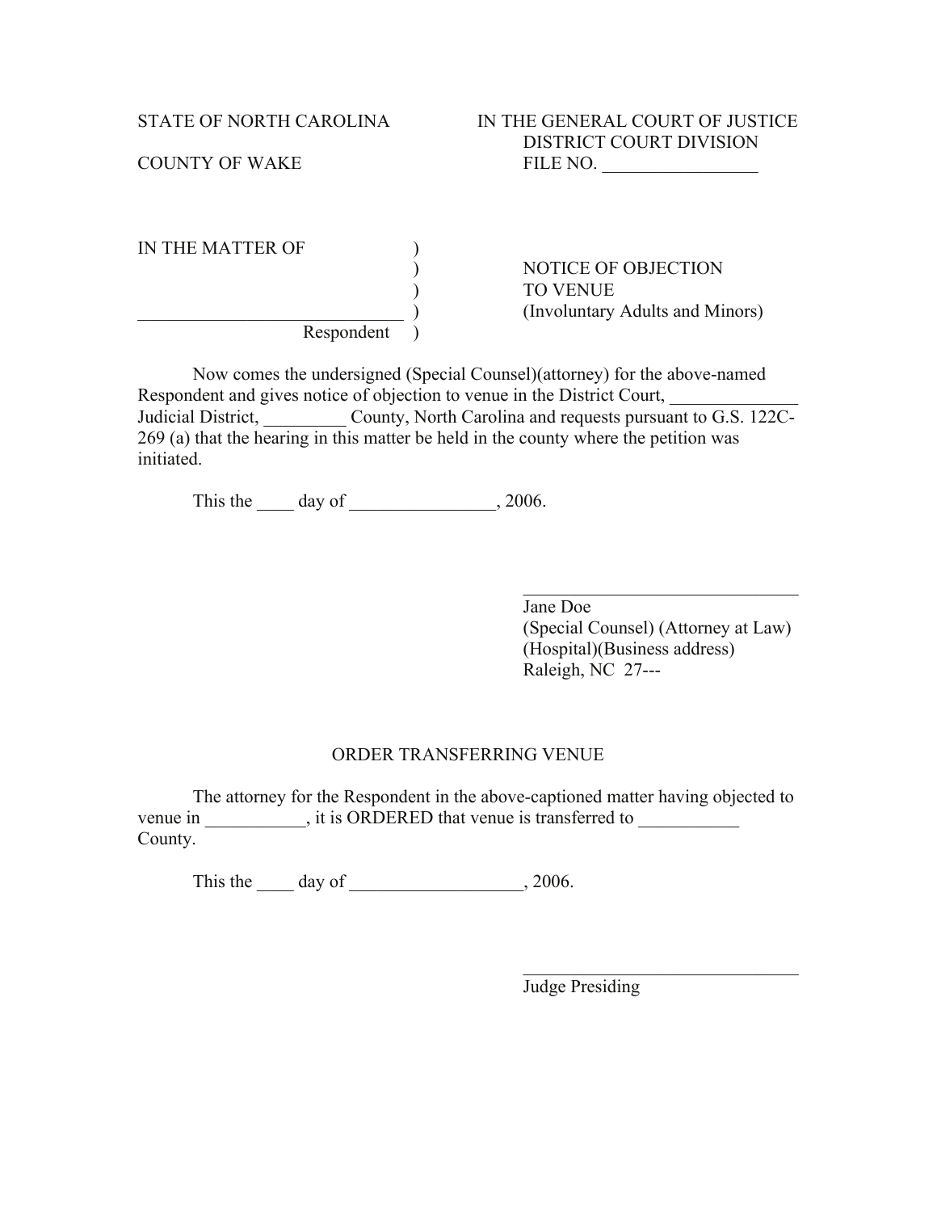STATE OF NORTH CAROLINA

COUNTY OF WAKE

IN THE GENERAL COURT OF JUSTICE
DISTRICT COURT DIVISION
FILE NO. _________________

IN THE MATTER OF

_____________________________
Respondent

NOTICE OF OBJECTION
TO VENUE
(Involuntary Adults and Minors)

Now comes the undersigned (Special Counsel)(attorney) for the above-named Respondent and gives notice of objection to venue in the District Court, _____________ Judicial District, _________ County, North Carolina and requests pursuant to G.S. 122C-269 (a) that the hearing in this matter be held in the county where the petition was initiated.

This the ____ day of ________________, 2006.

_______________________________
Jane Doe
(Special Counsel) (Attorney at Law)
(Hospital)(Business address)
Raleigh, NC 27---

## ORDER TRANSFERRING VENUE

The attorney for the Respondent in the above-captioned matter having objected to venue in ___________, it is ORDERED that venue is transferred to ___________ County.

This the ____ day of ___________________, 2006.

_______________________________
Judge Presiding